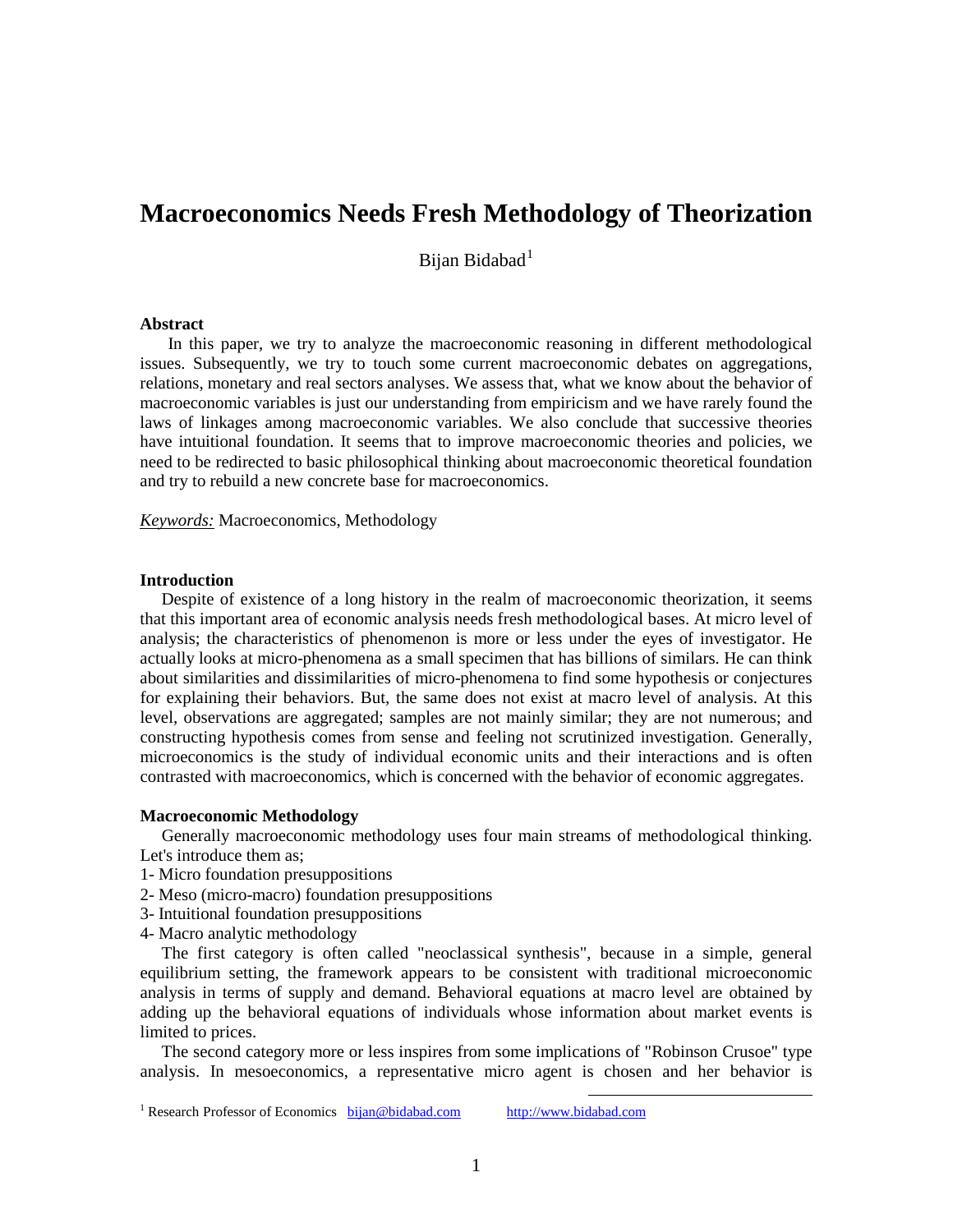# Macroeconomics Needs Fresh Methodology of Theorization

Bijan Bidabad[1]

### Abstract

In this paper, we try to analyze the macroeconomic reasoning in different methodological issues. Subsequently, we try to touch some current macroeconomic debates on aggregations, relations, monetary and real sectors analyses. We assess that, what we know about the behavior of macroeconomic variables is just our understanding from empiricism and we have rarely found the laws of linkages among macroeconomic variables. We also conclude that successive theories have intuitional foundation. It seems that to improve macroeconomic theories and policies, we need to be redirected to basic philosophical thinking about macroeconomic theoretical foundation and try to rebuild a new concrete base for macroeconomics.

*Keywords:* Macroeconomics, Methodology

### Introduction

Despite of existence of a long history in the realm of macroeconomic theorization, it seems that this important area of economic analysis needs fresh methodological bases. At micro level of analysis; the characteristics of phenomenon is more or less under the eyes of investigator. He actually looks at micro-phenomena as a small specimen that has billions of similars. He can think about similarities and dissimilarities of micro-phenomena to find some hypothesis or conjectures for explaining their behaviors. But, the same does not exist at macro level of analysis. At this level, observations are aggregated; samples are not mainly similar; they are not numerous; and constructing hypothesis comes from sense and feeling not scrutinized investigation. Generally, microeconomics is the study of individual economic units and their interactions and is often contrasted with macroeconomics, which is concerned with the behavior of economic aggregates.

### Macroeconomic Methodology

Generally macroeconomic methodology uses four main streams of methodological thinking. Let's introduce them as;

1- Micro foundation presuppositions
2- Meso (micro-macro) foundation presuppositions
3- Intuitional foundation presuppositions
4- Macro analytic methodology

The first category is often called "neoclassical synthesis", because in a simple, general equilibrium setting, the framework appears to be consistent with traditional microeconomic analysis in terms of supply and demand. Behavioral equations at macro level are obtained by adding up the behavioral equations of individuals whose information about market events is limited to prices.

The second category more or less inspires from some implications of "Robinson Crusoe" type analysis. In mesoeconomics, a representative micro agent is chosen and her behavior is

[1] Research Professor of Economics bijan@bidabad.com http://www.bidabad.com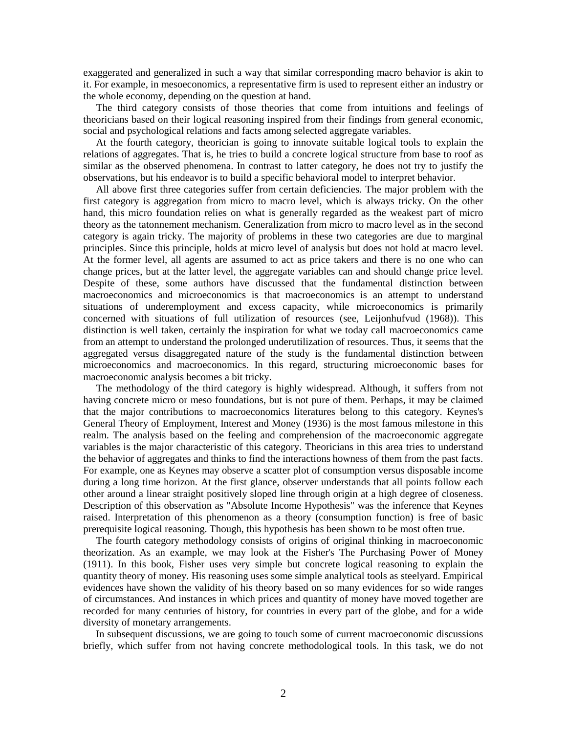exaggerated and generalized in such a way that similar corresponding macro behavior is akin to it. For example, in mesoeconomics, a representative firm is used to represent either an industry or the whole economy, depending on the question at hand.

The third category consists of those theories that come from intuitions and feelings of theoricians based on their logical reasoning inspired from their findings from general economic, social and psychological relations and facts among selected aggregate variables.

At the fourth category, theorician is going to innovate suitable logical tools to explain the relations of aggregates. That is, he tries to build a concrete logical structure from base to roof as similar as the observed phenomena. In contrast to latter category, he does not try to justify the observations, but his endeavor is to build a specific behavioral model to interpret behavior.

All above first three categories suffer from certain deficiencies. The major problem with the first category is aggregation from micro to macro level, which is always tricky. On the other hand, this micro foundation relies on what is generally regarded as the weakest part of micro theory as the tatonnement mechanism. Generalization from micro to macro level as in the second category is again tricky. The majority of problems in these two categories are due to marginal principles. Since this principle, holds at micro level of analysis but does not hold at macro level. At the former level, all agents are assumed to act as price takers and there is no one who can change prices, but at the latter level, the aggregate variables can and should change price level. Despite of these, some authors have discussed that the fundamental distinction between macroeconomics and microeconomics is that macroeconomics is an attempt to understand situations of underemployment and excess capacity, while microeconomics is primarily concerned with situations of full utilization of resources (see, Leijonhufvud (1968)). This distinction is well taken, certainly the inspiration for what we today call macroeconomics came from an attempt to understand the prolonged underutilization of resources. Thus, it seems that the aggregated versus disaggregated nature of the study is the fundamental distinction between microeconomics and macroeconomics. In this regard, structuring microeconomic bases for macroeconomic analysis becomes a bit tricky.

The methodology of the third category is highly widespread. Although, it suffers from not having concrete micro or meso foundations, but is not pure of them. Perhaps, it may be claimed that the major contributions to macroeconomics literatures belong to this category. Keynes's General Theory of Employment, Interest and Money (1936) is the most famous milestone in this realm. The analysis based on the feeling and comprehension of the macroeconomic aggregate variables is the major characteristic of this category. Theoricians in this area tries to understand the behavior of aggregates and thinks to find the interactions howness of them from the past facts. For example, one as Keynes may observe a scatter plot of consumption versus disposable income during a long time horizon. At the first glance, observer understands that all points follow each other around a linear straight positively sloped line through origin at a high degree of closeness. Description of this observation as "Absolute Income Hypothesis" was the inference that Keynes raised. Interpretation of this phenomenon as a theory (consumption function) is free of basic prerequisite logical reasoning. Though, this hypothesis has been shown to be most often true.

The fourth category methodology consists of origins of original thinking in macroeconomic theorization. As an example, we may look at the Fisher's The Purchasing Power of Money (1911). In this book, Fisher uses very simple but concrete logical reasoning to explain the quantity theory of money. His reasoning uses some simple analytical tools as steelyard. Empirical evidences have shown the validity of his theory based on so many evidences for so wide ranges of circumstances. And instances in which prices and quantity of money have moved together are recorded for many centuries of history, for countries in every part of the globe, and for a wide diversity of monetary arrangements.

In subsequent discussions, we are going to touch some of current macroeconomic discussions briefly, which suffer from not having concrete methodological tools. In this task, we do not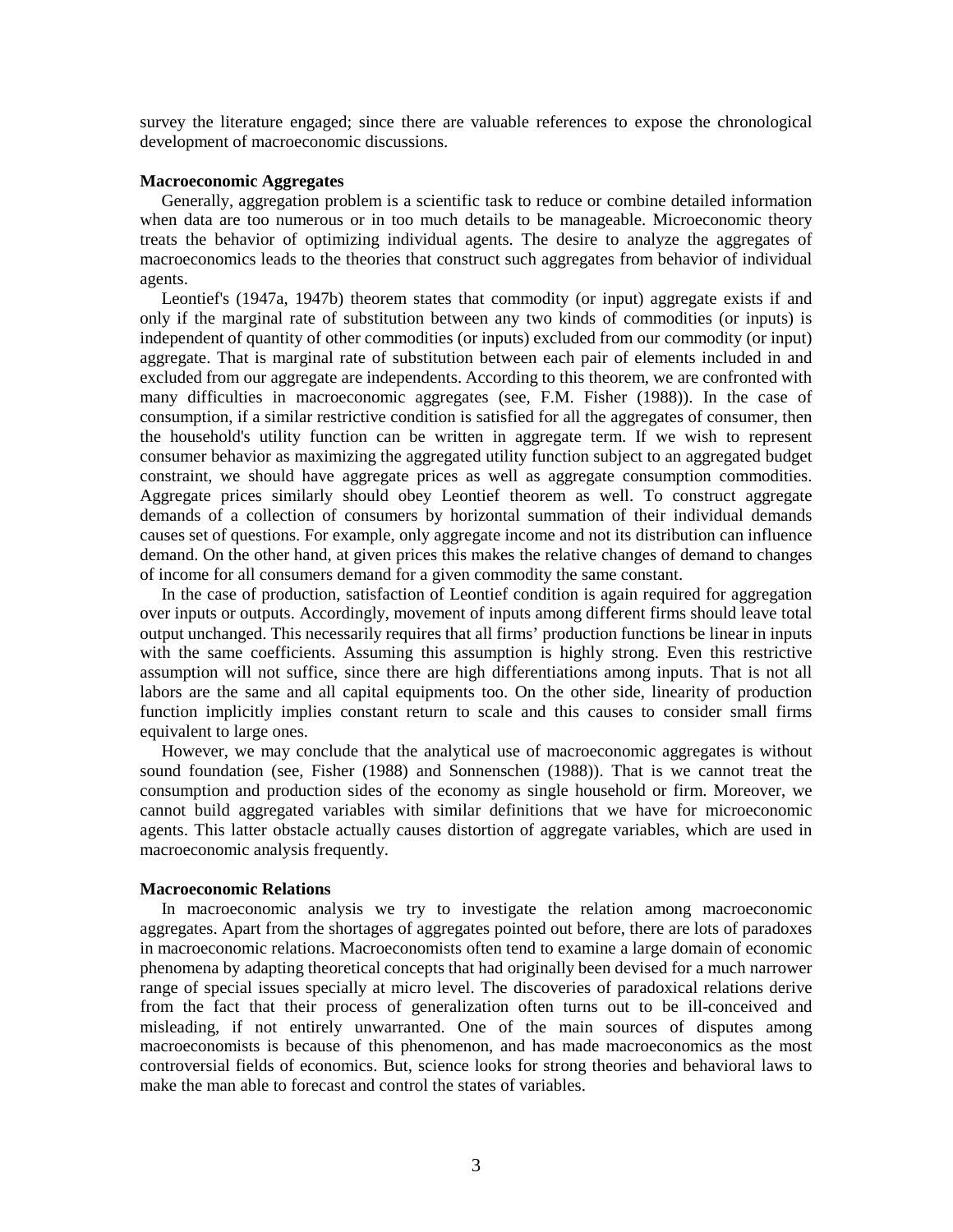survey the literature engaged; since there are valuable references to expose the chronological development of macroeconomic discussions.

**Macroeconomic Aggregates**

Generally, aggregation problem is a scientific task to reduce or combine detailed information when data are too numerous or in too much details to be manageable. Microeconomic theory treats the behavior of optimizing individual agents. The desire to analyze the aggregates of macroeconomics leads to the theories that construct such aggregates from behavior of individual agents.

Leontief's (1947a, 1947b) theorem states that commodity (or input) aggregate exists if and only if the marginal rate of substitution between any two kinds of commodities (or inputs) is independent of quantity of other commodities (or inputs) excluded from our commodity (or input) aggregate. That is marginal rate of substitution between each pair of elements included in and excluded from our aggregate are independents. According to this theorem, we are confronted with many difficulties in macroeconomic aggregates (see, F.M. Fisher (1988)). In the case of consumption, if a similar restrictive condition is satisfied for all the aggregates of consumer, then the household's utility function can be written in aggregate term. If we wish to represent consumer behavior as maximizing the aggregated utility function subject to an aggregated budget constraint, we should have aggregate prices as well as aggregate consumption commodities. Aggregate prices similarly should obey Leontief theorem as well. To construct aggregate demands of a collection of consumers by horizontal summation of their individual demands causes set of questions. For example, only aggregate income and not its distribution can influence demand. On the other hand, at given prices this makes the relative changes of demand to changes of income for all consumers demand for a given commodity the same constant.

In the case of production, satisfaction of Leontief condition is again required for aggregation over inputs or outputs. Accordingly, movement of inputs among different firms should leave total output unchanged. This necessarily requires that all firms' production functions be linear in inputs with the same coefficients. Assuming this assumption is highly strong. Even this restrictive assumption will not suffice, since there are high differentiations among inputs. That is not all labors are the same and all capital equipments too. On the other side, linearity of production function implicitly implies constant return to scale and this causes to consider small firms equivalent to large ones.

However, we may conclude that the analytical use of macroeconomic aggregates is without sound foundation (see, Fisher (1988) and Sonnenschen (1988)). That is we cannot treat the consumption and production sides of the economy as single household or firm. Moreover, we cannot build aggregated variables with similar definitions that we have for microeconomic agents. This latter obstacle actually causes distortion of aggregate variables, which are used in macroeconomic analysis frequently.

**Macroeconomic Relations**

In macroeconomic analysis we try to investigate the relation among macroeconomic aggregates. Apart from the shortages of aggregates pointed out before, there are lots of paradoxes in macroeconomic relations. Macroeconomists often tend to examine a large domain of economic phenomena by adapting theoretical concepts that had originally been devised for a much narrower range of special issues specially at micro level. The discoveries of paradoxical relations derive from the fact that their process of generalization often turns out to be ill-conceived and misleading, if not entirely unwarranted. One of the main sources of disputes among macroeconomists is because of this phenomenon, and has made macroeconomics as the most controversial fields of economics. But, science looks for strong theories and behavioral laws to make the man able to forecast and control the states of variables.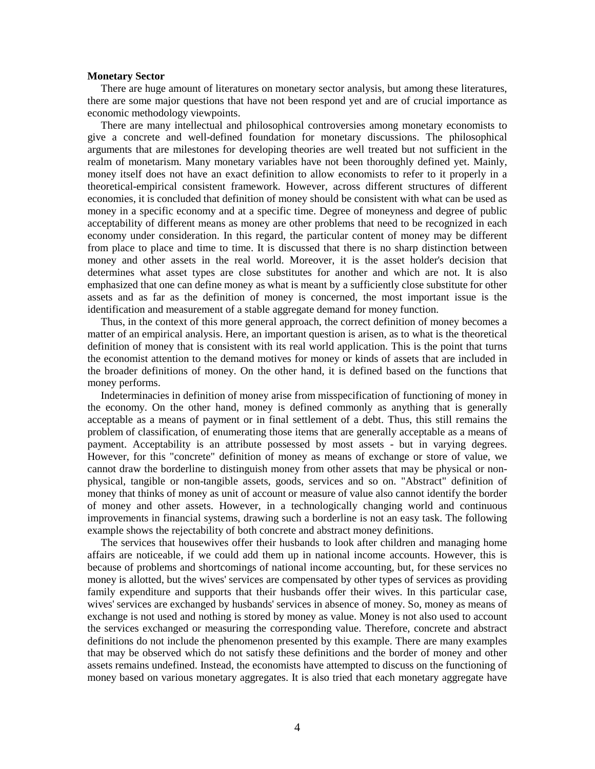**Monetary Sector**

There are huge amount of literatures on monetary sector analysis, but among these literatures, there are some major questions that have not been respond yet and are of crucial importance as economic methodology viewpoints.

There are many intellectual and philosophical controversies among monetary economists to give a concrete and well-defined foundation for monetary discussions. The philosophical arguments that are milestones for developing theories are well treated but not sufficient in the realm of monetarism. Many monetary variables have not been thoroughly defined yet. Mainly, money itself does not have an exact definition to allow economists to refer to it properly in a theoretical-empirical consistent framework. However, across different structures of different economies, it is concluded that definition of money should be consistent with what can be used as money in a specific economy and at a specific time. Degree of moneyness and degree of public acceptability of different means as money are other problems that need to be recognized in each economy under consideration. In this regard, the particular content of money may be different from place to place and time to time. It is discussed that there is no sharp distinction between money and other assets in the real world. Moreover, it is the asset holder's decision that determines what asset types are close substitutes for another and which are not. It is also emphasized that one can define money as what is meant by a sufficiently close substitute for other assets and as far as the definition of money is concerned, the most important issue is the identification and measurement of a stable aggregate demand for money function.

Thus, in the context of this more general approach, the correct definition of money becomes a matter of an empirical analysis. Here, an important question is arisen, as to what is the theoretical definition of money that is consistent with its real world application. This is the point that turns the economist attention to the demand motives for money or kinds of assets that are included in the broader definitions of money. On the other hand, it is defined based on the functions that money performs.

Indeterminacies in definition of money arise from misspecification of functioning of money in the economy. On the other hand, money is defined commonly as anything that is generally acceptable as a means of payment or in final settlement of a debt. Thus, this still remains the problem of classification, of enumerating those items that are generally acceptable as a means of payment. Acceptability is an attribute possessed by most assets - but in varying degrees. However, for this "concrete" definition of money as means of exchange or store of value, we cannot draw the borderline to distinguish money from other assets that may be physical or non-physical, tangible or non-tangible assets, goods, services and so on. "Abstract" definition of money that thinks of money as unit of account or measure of value also cannot identify the border of money and other assets. However, in a technologically changing world and continuous improvements in financial systems, drawing such a borderline is not an easy task. The following example shows the rejectability of both concrete and abstract money definitions.

The services that housewives offer their husbands to look after children and managing home affairs are noticeable, if we could add them up in national income accounts. However, this is because of problems and shortcomings of national income accounting, but, for these services no money is allotted, but the wives' services are compensated by other types of services as providing family expenditure and supports that their husbands offer their wives. In this particular case, wives' services are exchanged by husbands' services in absence of money. So, money as means of exchange is not used and nothing is stored by money as value. Money is not also used to account the services exchanged or measuring the corresponding value. Therefore, concrete and abstract definitions do not include the phenomenon presented by this example. There are many examples that may be observed which do not satisfy these definitions and the border of money and other assets remains undefined. Instead, the economists have attempted to discuss on the functioning of money based on various monetary aggregates. It is also tried that each monetary aggregate have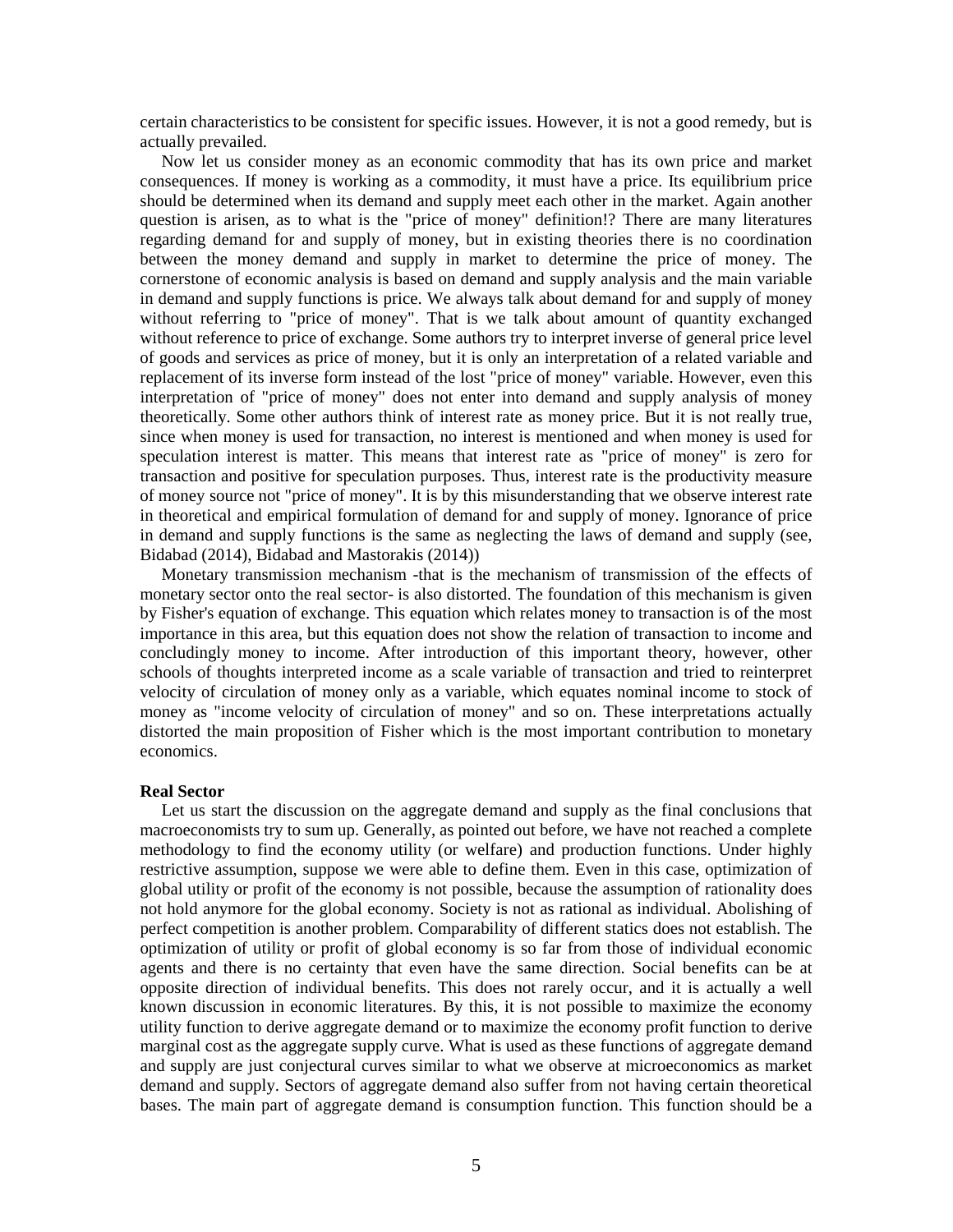certain characteristics to be consistent for specific issues. However, it is not a good remedy, but is actually prevailed.

Now let us consider money as an economic commodity that has its own price and market consequences. If money is working as a commodity, it must have a price. Its equilibrium price should be determined when its demand and supply meet each other in the market. Again another question is arisen, as to what is the "price of money" definition!? There are many literatures regarding demand for and supply of money, but in existing theories there is no coordination between the money demand and supply in market to determine the price of money. The cornerstone of economic analysis is based on demand and supply analysis and the main variable in demand and supply functions is price. We always talk about demand for and supply of money without referring to "price of money". That is we talk about amount of quantity exchanged without reference to price of exchange. Some authors try to interpret inverse of general price level of goods and services as price of money, but it is only an interpretation of a related variable and replacement of its inverse form instead of the lost "price of money" variable. However, even this interpretation of "price of money" does not enter into demand and supply analysis of money theoretically. Some other authors think of interest rate as money price. But it is not really true, since when money is used for transaction, no interest is mentioned and when money is used for speculation interest is matter. This means that interest rate as "price of money" is zero for transaction and positive for speculation purposes. Thus, interest rate is the productivity measure of money source not "price of money". It is by this misunderstanding that we observe interest rate in theoretical and empirical formulation of demand for and supply of money. Ignorance of price in demand and supply functions is the same as neglecting the laws of demand and supply (see, Bidabad (2014), Bidabad and Mastorakis (2014))

Monetary transmission mechanism -that is the mechanism of transmission of the effects of monetary sector onto the real sector- is also distorted. The foundation of this mechanism is given by Fisher's equation of exchange. This equation which relates money to transaction is of the most importance in this area, but this equation does not show the relation of transaction to income and concludingly money to income. After introduction of this important theory, however, other schools of thoughts interpreted income as a scale variable of transaction and tried to reinterpret velocity of circulation of money only as a variable, which equates nominal income to stock of money as "income velocity of circulation of money" and so on. These interpretations actually distorted the main proposition of Fisher which is the most important contribution to monetary economics.

**Real Sector**

Let us start the discussion on the aggregate demand and supply as the final conclusions that macroeconomists try to sum up. Generally, as pointed out before, we have not reached a complete methodology to find the economy utility (or welfare) and production functions. Under highly restrictive assumption, suppose we were able to define them. Even in this case, optimization of global utility or profit of the economy is not possible, because the assumption of rationality does not hold anymore for the global economy. Society is not as rational as individual. Abolishing of perfect competition is another problem. Comparability of different statics does not establish. The optimization of utility or profit of global economy is so far from those of individual economic agents and there is no certainty that even have the same direction. Social benefits can be at opposite direction of individual benefits. This does not rarely occur, and it is actually a well known discussion in economic literatures. By this, it is not possible to maximize the economy utility function to derive aggregate demand or to maximize the economy profit function to derive marginal cost as the aggregate supply curve. What is used as these functions of aggregate demand and supply are just conjectural curves similar to what we observe at microeconomics as market demand and supply. Sectors of aggregate demand also suffer from not having certain theoretical bases. The main part of aggregate demand is consumption function. This function should be a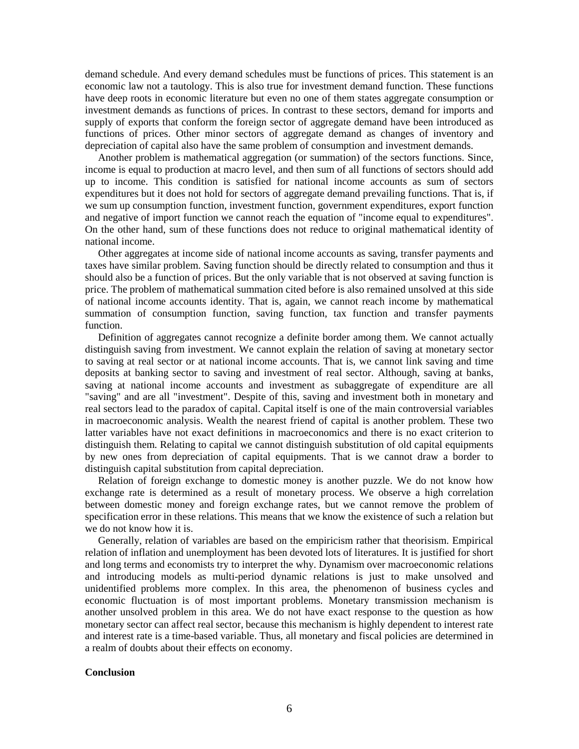demand schedule. And every demand schedules must be functions of prices. This statement is an economic law not a tautology. This is also true for investment demand function. These functions have deep roots in economic literature but even no one of them states aggregate consumption or investment demands as functions of prices. In contrast to these sectors, demand for imports and supply of exports that conform the foreign sector of aggregate demand have been introduced as functions of prices. Other minor sectors of aggregate demand as changes of inventory and depreciation of capital also have the same problem of consumption and investment demands.

Another problem is mathematical aggregation (or summation) of the sectors functions. Since, income is equal to production at macro level, and then sum of all functions of sectors should add up to income. This condition is satisfied for national income accounts as sum of sectors expenditures but it does not hold for sectors of aggregate demand prevailing functions. That is, if we sum up consumption function, investment function, government expenditures, export function and negative of import function we cannot reach the equation of "income equal to expenditures". On the other hand, sum of these functions does not reduce to original mathematical identity of national income.

Other aggregates at income side of national income accounts as saving, transfer payments and taxes have similar problem. Saving function should be directly related to consumption and thus it should also be a function of prices. But the only variable that is not observed at saving function is price. The problem of mathematical summation cited before is also remained unsolved at this side of national income accounts identity. That is, again, we cannot reach income by mathematical summation of consumption function, saving function, tax function and transfer payments function.

Definition of aggregates cannot recognize a definite border among them. We cannot actually distinguish saving from investment. We cannot explain the relation of saving at monetary sector to saving at real sector or at national income accounts. That is, we cannot link saving and time deposits at banking sector to saving and investment of real sector. Although, saving at banks, saving at national income accounts and investment as subaggregate of expenditure are all "saving" and are all "investment". Despite of this, saving and investment both in monetary and real sectors lead to the paradox of capital. Capital itself is one of the main controversial variables in macroeconomic analysis. Wealth the nearest friend of capital is another problem. These two latter variables have not exact definitions in macroeconomics and there is no exact criterion to distinguish them. Relating to capital we cannot distinguish substitution of old capital equipments by new ones from depreciation of capital equipments. That is we cannot draw a border to distinguish capital substitution from capital depreciation.

Relation of foreign exchange to domestic money is another puzzle. We do not know how exchange rate is determined as a result of monetary process. We observe a high correlation between domestic money and foreign exchange rates, but we cannot remove the problem of specification error in these relations. This means that we know the existence of such a relation but we do not know how it is.

Generally, relation of variables are based on the empiricism rather that theorisism. Empirical relation of inflation and unemployment has been devoted lots of literatures. It is justified for short and long terms and economists try to interpret the why. Dynamism over macroeconomic relations and introducing models as multi-period dynamic relations is just to make unsolved and unidentified problems more complex. In this area, the phenomenon of business cycles and economic fluctuation is of most important problems. Monetary transmission mechanism is another unsolved problem in this area. We do not have exact response to the question as how monetary sector can affect real sector, because this mechanism is highly dependent to interest rate and interest rate is a time-based variable. Thus, all monetary and fiscal policies are determined in a realm of doubts about their effects on economy.

## Conclusion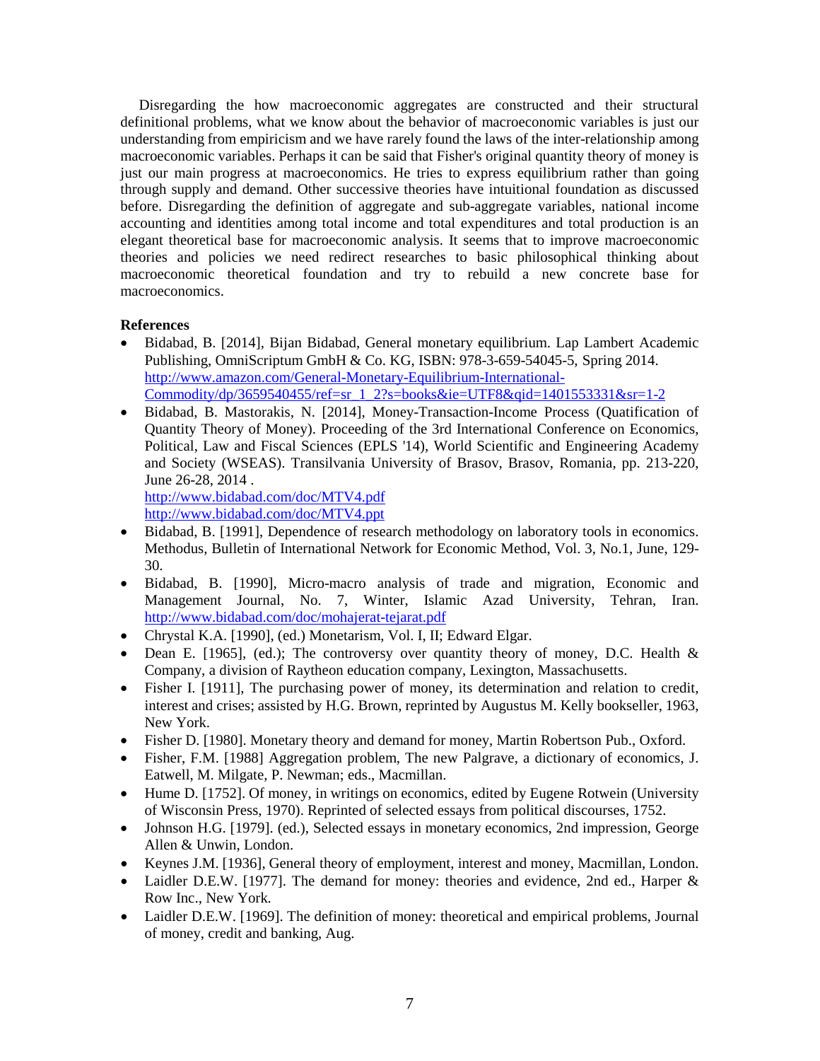Disregarding the how macroeconomic aggregates are constructed and their structural definitional problems, what we know about the behavior of macroeconomic variables is just our understanding from empiricism and we have rarely found the laws of the inter-relationship among macroeconomic variables. Perhaps it can be said that Fisher's original quantity theory of money is just our main progress at macroeconomics. He tries to express equilibrium rather than going through supply and demand. Other successive theories have intuitional foundation as discussed before. Disregarding the definition of aggregate and sub-aggregate variables, national income accounting and identities among total income and total expenditures and total production is an elegant theoretical base for macroeconomic analysis. It seems that to improve macroeconomic theories and policies we need redirect researches to basic philosophical thinking about macroeconomic theoretical foundation and try to rebuild a new concrete base for macroeconomics.

**References**

- Bidabad, B. [2014], Bijan Bidabad, General monetary equilibrium. Lap Lambert Academic Publishing, OmniScriptum GmbH & Co. KG, ISBN: 978-3-659-54045-5, Spring 2014. http://www.amazon.com/General-Monetary-Equilibrium-International-Commodity/dp/3659540455/ref=sr_1_2?s=books&ie=UTF8&qid=1401553331&sr=1-2
- Bidabad, B. Mastorakis, N. [2014], Money-Transaction-Income Process (Quatification of Quantity Theory of Money). Proceeding of the 3rd International Conference on Economics, Political, Law and Fiscal Sciences (EPLS '14), World Scientific and Engineering Academy and Society (WSEAS). Transilvania University of Brasov, Brasov, Romania, pp. 213-220, June 26-28, 2014 .
  http://www.bidabad.com/doc/MTV4.pdf
  http://www.bidabad.com/doc/MTV4.ppt
- Bidabad, B. [1991], Dependence of research methodology on laboratory tools in economics. Methodus, Bulletin of International Network for Economic Method, Vol. 3, No.1, June, 129-30.
- Bidabad, B. [1990], Micro-macro analysis of trade and migration, Economic and Management Journal, No. 7, Winter, Islamic Azad University, Tehran, Iran. http://www.bidabad.com/doc/mohajerat-tejarat.pdf
- Chrystal K.A. [1990], (ed.) Monetarism, Vol. I, II; Edward Elgar.
- Dean E. [1965], (ed.); The controversy over quantity theory of money, D.C. Health & Company, a division of Raytheon education company, Lexington, Massachusetts.
- Fisher I. [1911], The purchasing power of money, its determination and relation to credit, interest and crises; assisted by H.G. Brown, reprinted by Augustus M. Kelly bookseller, 1963, New York.
- Fisher D. [1980]. Monetary theory and demand for money, Martin Robertson Pub., Oxford.
- Fisher, F.M. [1988] Aggregation problem, The new Palgrave, a dictionary of economics, J. Eatwell, M. Milgate, P. Newman; eds., Macmillan.
- Hume D. [1752]. Of money, in writings on economics, edited by Eugene Rotwein (University of Wisconsin Press, 1970). Reprinted of selected essays from political discourses, 1752.
- Johnson H.G. [1979]. (ed.), Selected essays in monetary economics, 2nd impression, George Allen & Unwin, London.
- Keynes J.M. [1936], General theory of employment, interest and money, Macmillan, London.
- Laidler D.E.W. [1977]. The demand for money: theories and evidence, 2nd ed., Harper & Row Inc., New York.
- Laidler D.E.W. [1969]. The definition of money: theoretical and empirical problems, Journal of money, credit and banking, Aug.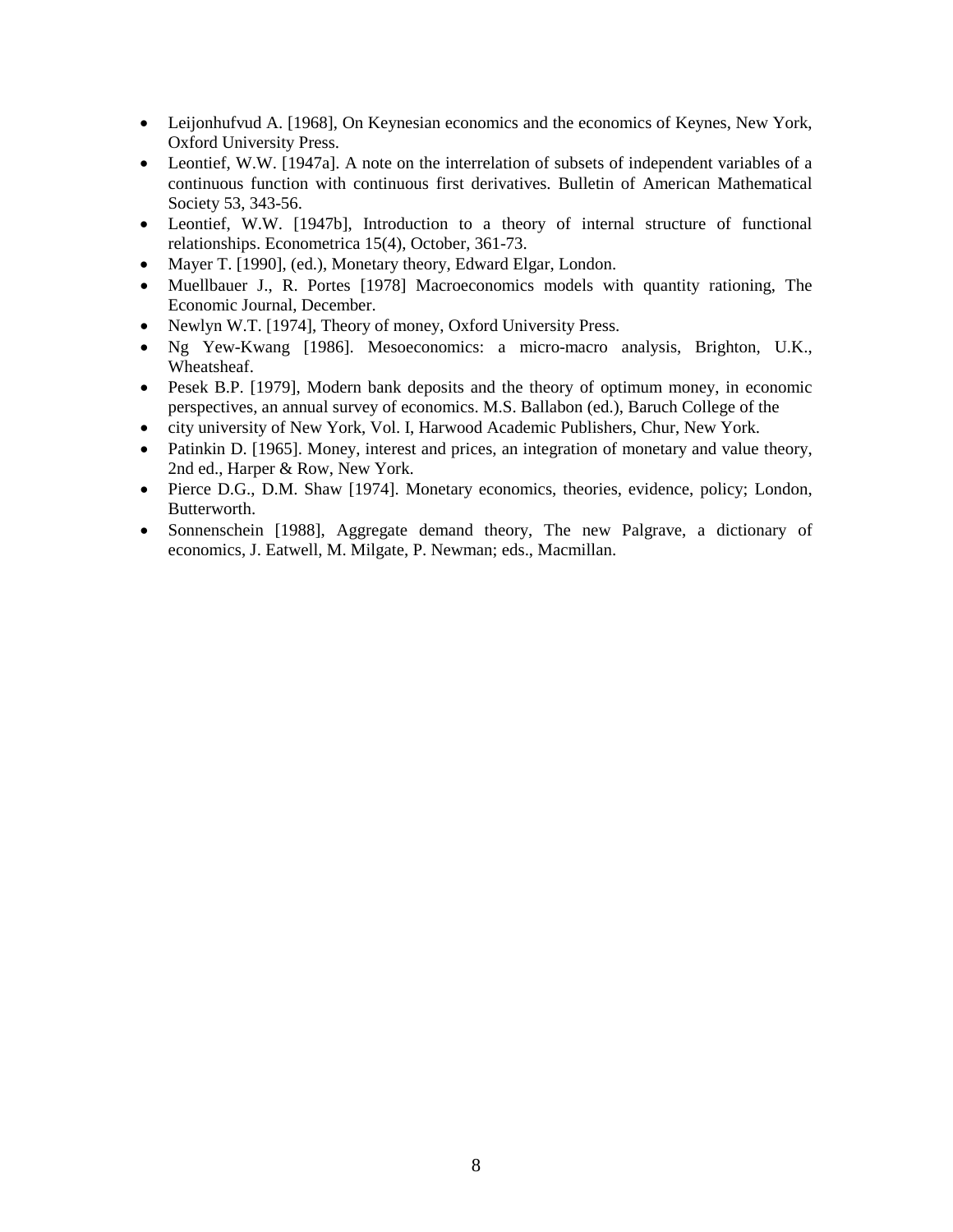- Leijonhufvud A. [1968], On Keynesian economics and the economics of Keynes, New York, Oxford University Press.
- Leontief, W.W. [1947a]. A note on the interrelation of subsets of independent variables of a continuous function with continuous first derivatives. Bulletin of American Mathematical Society 53, 343-56.
- Leontief, W.W. [1947b], Introduction to a theory of internal structure of functional relationships. Econometrica 15(4), October, 361-73.
- Mayer T. [1990], (ed.), Monetary theory, Edward Elgar, London.
- Muellbauer J., R. Portes [1978] Macroeconomics models with quantity rationing, The Economic Journal, December.
- Newlyn W.T. [1974], Theory of money, Oxford University Press.
- Ng Yew-Kwang [1986]. Mesoeconomics: a micro-macro analysis, Brighton, U.K., Wheatsheaf.
- Pesek B.P. [1979], Modern bank deposits and the theory of optimum money, in economic perspectives, an annual survey of economics. M.S. Ballabon (ed.), Baruch College of the
- city university of New York, Vol. I, Harwood Academic Publishers, Chur, New York.
- Patinkin D. [1965]. Money, interest and prices, an integration of monetary and value theory, 2nd ed., Harper & Row, New York.
- Pierce D.G., D.M. Shaw [1974]. Monetary economics, theories, evidence, policy; London, Butterworth.
- Sonnenschein [1988], Aggregate demand theory, The new Palgrave, a dictionary of economics, J. Eatwell, M. Milgate, P. Newman; eds., Macmillan.